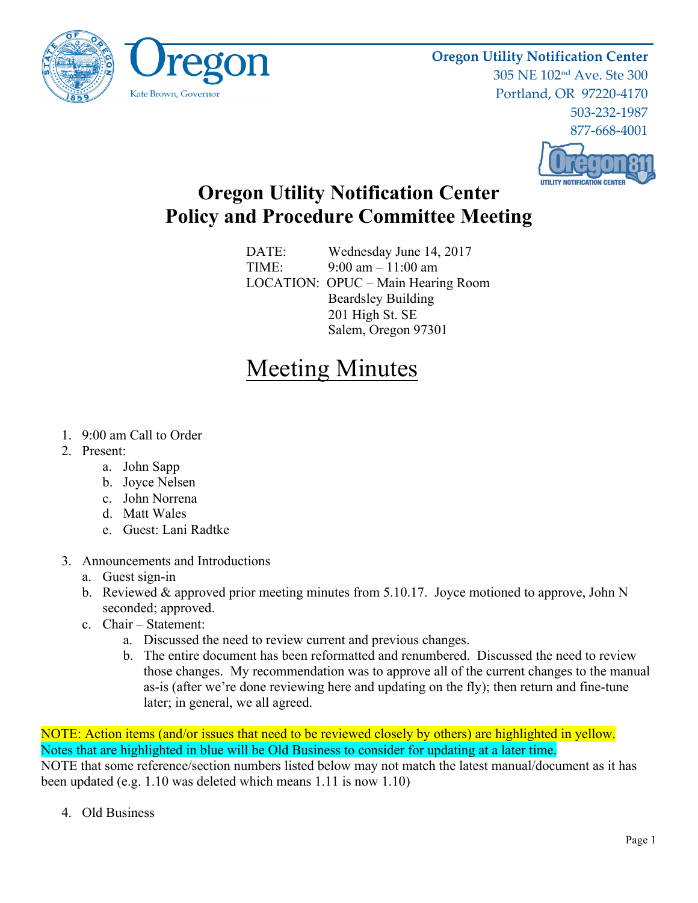Oregon
Kate Brown, Governor

**Oregon Utility Notification Center**
305 NE 102nd Ave. Ste 300
Portland, OR 97220-4170
503-232-1987
877-668-4001

# Oregon Utility Notification Center
# Policy and Procedure Committee Meeting

DATE: Wednesday June 14, 2017
TIME: 9:00 am – 11:00 am
LOCATION: OPUC – Main Hearing Room
Beardsley Building
201 High St. SE
Salem, Oregon 97301

## Meeting Minutes

1. 9:00 am Call to Order
2. Present:
   a. John Sapp
   b. Joyce Nelsen
   c. John Norrena
   d. Matt Wales
   e. Guest: Lani Radtke
3. Announcements and Introductions
   a. Guest sign-in
   b. Reviewed & approved prior meeting minutes from 5.10.17. Joyce motioned to approve, John N seconded; approved.
   c. Chair – Statement:
      a. Discussed the need to review current and previous changes.
      b. The entire document has been reformatted and renumbered. Discussed the need to review those changes. My recommendation was to approve all of the current changes to the manual as-is (after we're done reviewing here and updating on the fly); then return and fine-tune later; in general, we all agreed.

NOTE: Action items (and/or issues that need to be reviewed closely by others) are highlighted in yellow.
Notes that are highlighted in blue will be Old Business to consider for updating at a later time.
NOTE that some reference/section numbers listed below may not match the latest manual/document as it has been updated (e.g. 1.10 was deleted which means 1.11 is now 1.10)

4. Old Business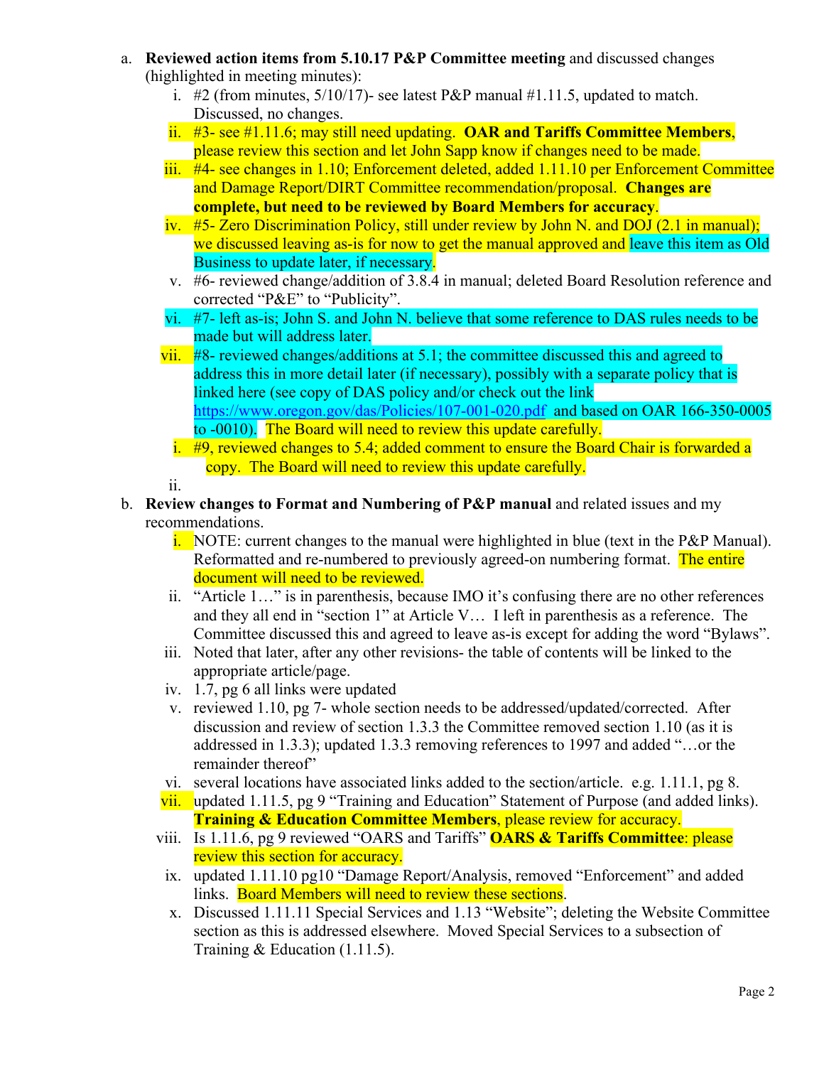a. **Reviewed action items from 5.10.17 P&P Committee meeting** and discussed changes (highlighted in meeting minutes):
   i. #2 (from minutes, 5/10/17)- see latest P&P manual #1.11.5, updated to match. Discussed, no changes.
   ii. #3- see #1.11.6; may still need updating. **OAR and Tariffs Committee Members**, please review this section and let John Sapp know if changes need to be made.
   iii. #4- see changes in 1.10; Enforcement deleted, added 1.11.10 per Enforcement Committee and Damage Report/DIRT Committee recommendation/proposal. **Changes are complete, but need to be reviewed by Board Members for accuracy**.
   iv. #5- Zero Discrimination Policy, still under review by John N. and DOJ (2.1 in manual); we discussed leaving as-is for now to get the manual approved and leave this item as Old Business to update later, if necessary.
   v. #6- reviewed change/addition of 3.8.4 in manual; deleted Board Resolution reference and corrected "P&E" to "Publicity".
   vi. #7- left as-is; John S. and John N. believe that some reference to DAS rules needs to be made but will address later.
   vii. #8- reviewed changes/additions at 5.1; the committee discussed this and agreed to address this in more detail later (if necessary), possibly with a separate policy that is linked here (see copy of DAS policy and/or check out the link https://www.oregon.gov/das/Policies/107-001-020.pdf and based on OAR 166-350-0005 to -0010). The Board will need to review this update carefully.
      i. #9, reviewed changes to 5.4; added comment to ensure the Board Chair is forwarded a copy. The Board will need to review this update carefully.
      ii.

b. **Review changes to Format and Numbering of P&P manual** and related issues and my recommendations.
   i. NOTE: current changes to the manual were highlighted in blue (text in the P&P Manual). Reformatted and re-numbered to previously agreed-on numbering format. The entire document will need to be reviewed.
   ii. "Article 1…" is in parenthesis, because IMO it's confusing there are no other references and they all end in "section 1" at Article V… I left in parenthesis as a reference. The Committee discussed this and agreed to leave as-is except for adding the word "Bylaws".
   iii. Noted that later, after any other revisions- the table of contents will be linked to the appropriate article/page.
   iv. 1.7, pg 6 all links were updated
   v. reviewed 1.10, pg 7- whole section needs to be addressed/updated/corrected. After discussion and review of section 1.3.3 the Committee removed section 1.10 (as it is addressed in 1.3.3); updated 1.3.3 removing references to 1997 and added "…or the remainder thereof"
   vi. several locations have associated links added to the section/article. e.g. 1.11.1, pg 8.
   vii. updated 1.11.5, pg 9 "Training and Education" Statement of Purpose (and added links). **Training & Education Committee Members**, please review for accuracy.
   viii. Is 1.11.6, pg 9 reviewed "OARS and Tariffs" **OARS & Tariffs Committee**: please review this section for accuracy.
   ix. updated 1.11.10 pg10 "Damage Report/Analysis, removed "Enforcement" and added links. Board Members will need to review these sections.
   x. Discussed 1.11.11 Special Services and 1.13 "Website"; deleting the Website Committee section as this is addressed elsewhere. Moved Special Services to a subsection of Training & Education (1.11.5).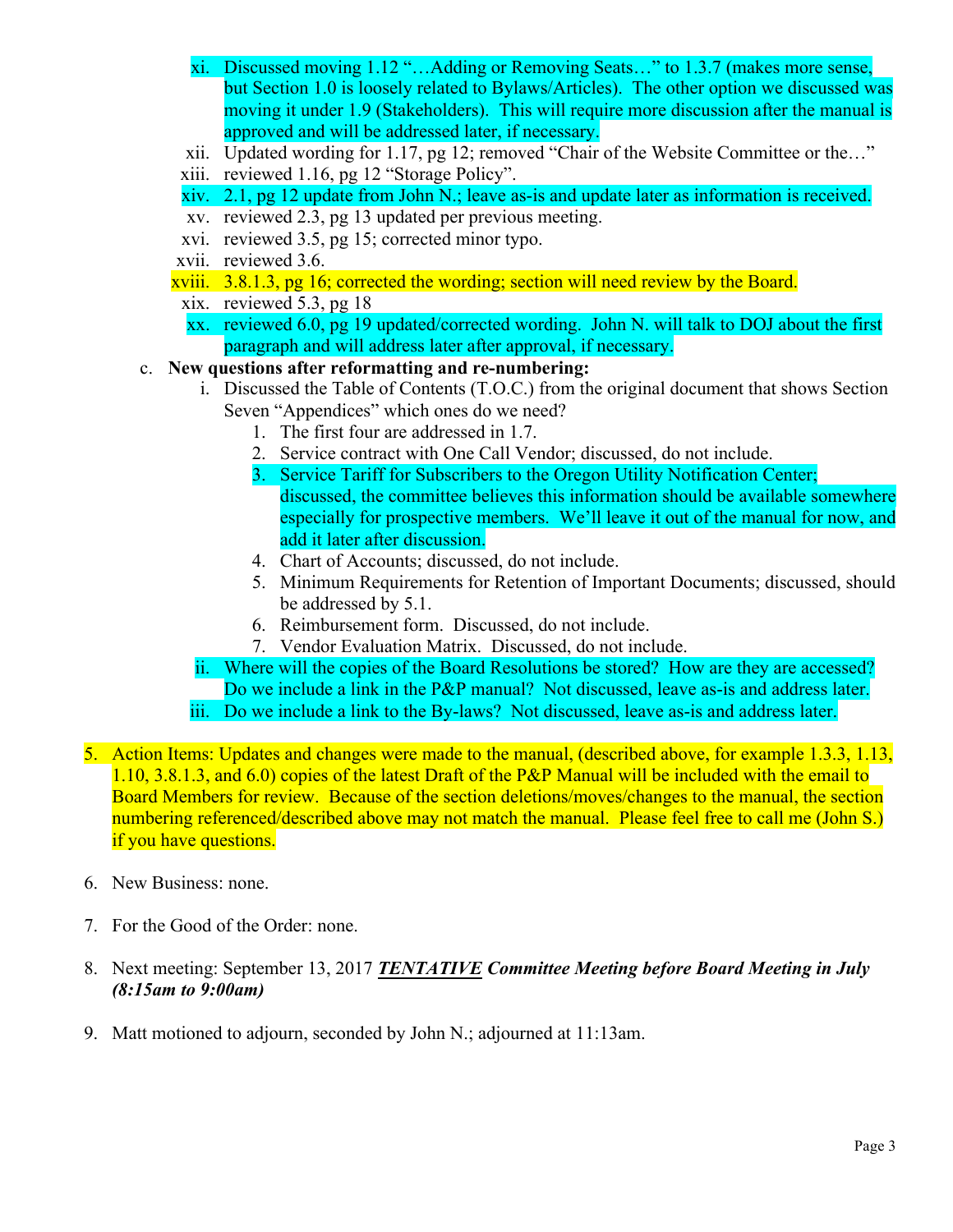xi. Discussed moving 1.12 "…Adding or Removing Seats…" to 1.3.7 (makes more sense, but Section 1.0 is loosely related to Bylaws/Articles). The other option we discussed was moving it under 1.9 (Stakeholders). This will require more discussion after the manual is approved and will be addressed later, if necessary.
   xii. Updated wording for 1.17, pg 12; removed "Chair of the Website Committee or the…"
   xiii. reviewed 1.16, pg 12 "Storage Policy".
   xiv. 2.1, pg 12 update from John N.; leave as-is and update later as information is received.
   xv. reviewed 2.3, pg 13 updated per previous meeting.
   xvi. reviewed 3.5, pg 15; corrected minor typo.
   xvii. reviewed 3.6.
   xviii. 3.8.1.3, pg 16; corrected the wording; section will need review by the Board.
   xix. reviewed 5.3, pg 18
   xx. reviewed 6.0, pg 19 updated/corrected wording. John N. will talk to DOJ about the first paragraph and will address later after approval, if necessary.

c. **New questions after reformatting and re-numbering:**
   i. Discussed the Table of Contents (T.O.C.) from the original document that shows Section Seven "Appendices" which ones do we need?
      1. The first four are addressed in 1.7.
      2. Service contract with One Call Vendor; discussed, do not include.
      3. Service Tariff for Subscribers to the Oregon Utility Notification Center; discussed, the committee believes this information should be available somewhere especially for prospective members. We'll leave it out of the manual for now, and add it later after discussion.
      4. Chart of Accounts; discussed, do not include.
      5. Minimum Requirements for Retention of Important Documents; discussed, should be addressed by 5.1.
      6. Reimbursement form. Discussed, do not include.
      7. Vendor Evaluation Matrix. Discussed, do not include.
   ii. Where will the copies of the Board Resolutions be stored? How are they are accessed? Do we include a link in the P&P manual? Not discussed, leave as-is and address later.
   iii. Do we include a link to the By-laws? Not discussed, leave as-is and address later.

5. Action Items: Updates and changes were made to the manual, (described above, for example 1.3.3, 1.13, 1.10, 3.8.1.3, and 6.0) copies of the latest Draft of the P&P Manual will be included with the email to Board Members for review. Because of the section deletions/moves/changes to the manual, the section numbering referenced/described above may not match the manual. Please feel free to call me (John S.) if you have questions.

6. New Business: none.

7. For the Good of the Order: none.

8. Next meeting: September 13, 2017 ***TENTATIVE*** ***Committee Meeting before Board Meeting in July (8:15am to 9:00am)***

9. Matt motioned to adjourn, seconded by John N.; adjourned at 11:13am.